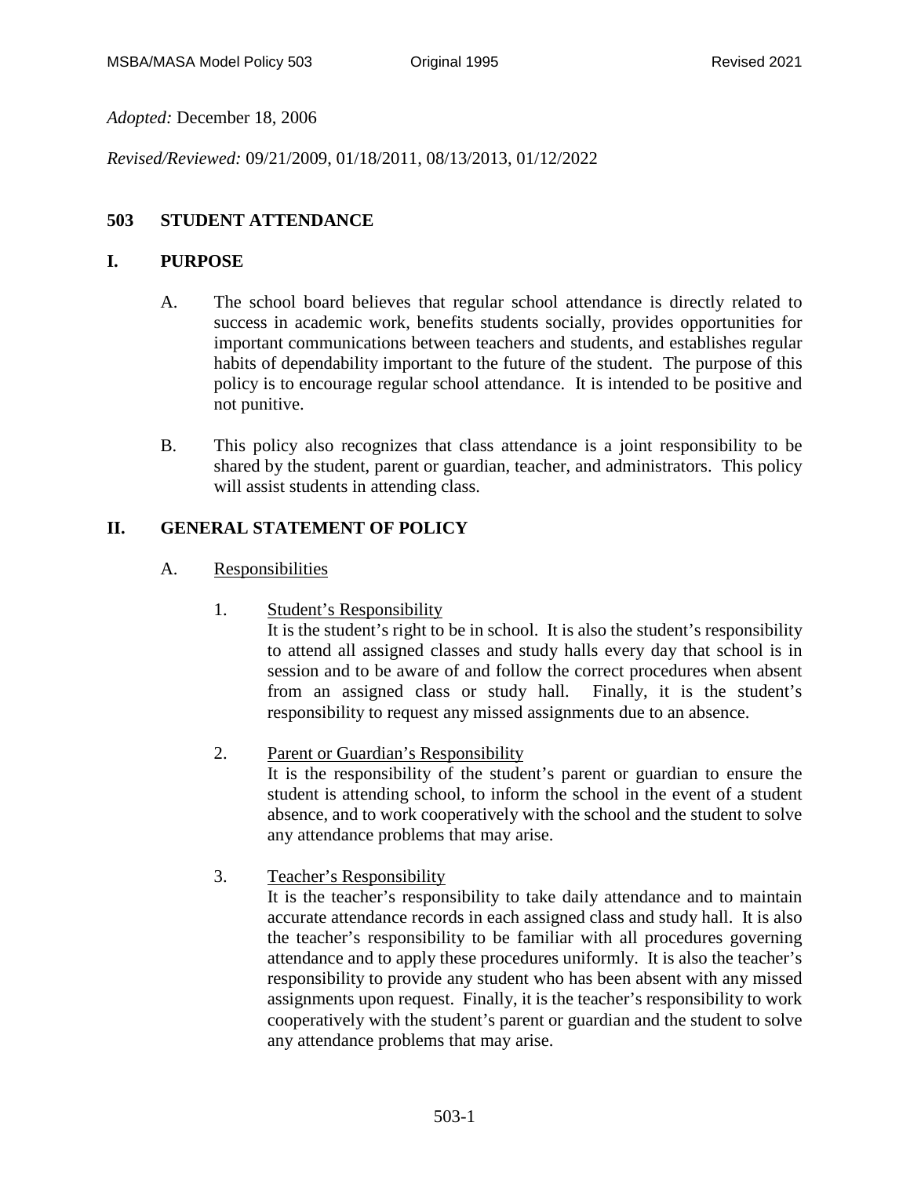*Adopted:* December 18, 2006

*Revised/Reviewed:* 09/21/2009, 01/18/2011, 08/13/2013, 01/12/2022

# 503 STUDENT ATTENDANCE

## I. PURPOSE

A. The school board believes that regular school attendance is directly related to success in academic work, benefits students socially, provides opportunities for important communications between teachers and students, and establishes regular habits of dependability important to the future of the student. The purpose of this policy is to encourage regular school attendance. It is intended to be positive and not punitive.

B. This policy also recognizes that class attendance is a joint responsibility to be shared by the student, parent or guardian, teacher, and administrators. This policy will assist students in attending class.

## II. GENERAL STATEMENT OF POLICY

A. Responsibilities

1. Student's Responsibility
It is the student's right to be in school. It is also the student's responsibility to attend all assigned classes and study halls every day that school is in session and to be aware of and follow the correct procedures when absent from an assigned class or study hall. Finally, it is the student's responsibility to request any missed assignments due to an absence.

2. Parent or Guardian's Responsibility
It is the responsibility of the student's parent or guardian to ensure the student is attending school, to inform the school in the event of a student absence, and to work cooperatively with the school and the student to solve any attendance problems that may arise.

3. Teacher's Responsibility
It is the teacher's responsibility to take daily attendance and to maintain accurate attendance records in each assigned class and study hall. It is also the teacher's responsibility to be familiar with all procedures governing attendance and to apply these procedures uniformly. It is also the teacher's responsibility to provide any student who has been absent with any missed assignments upon request. Finally, it is the teacher's responsibility to work cooperatively with the student's parent or guardian and the student to solve any attendance problems that may arise.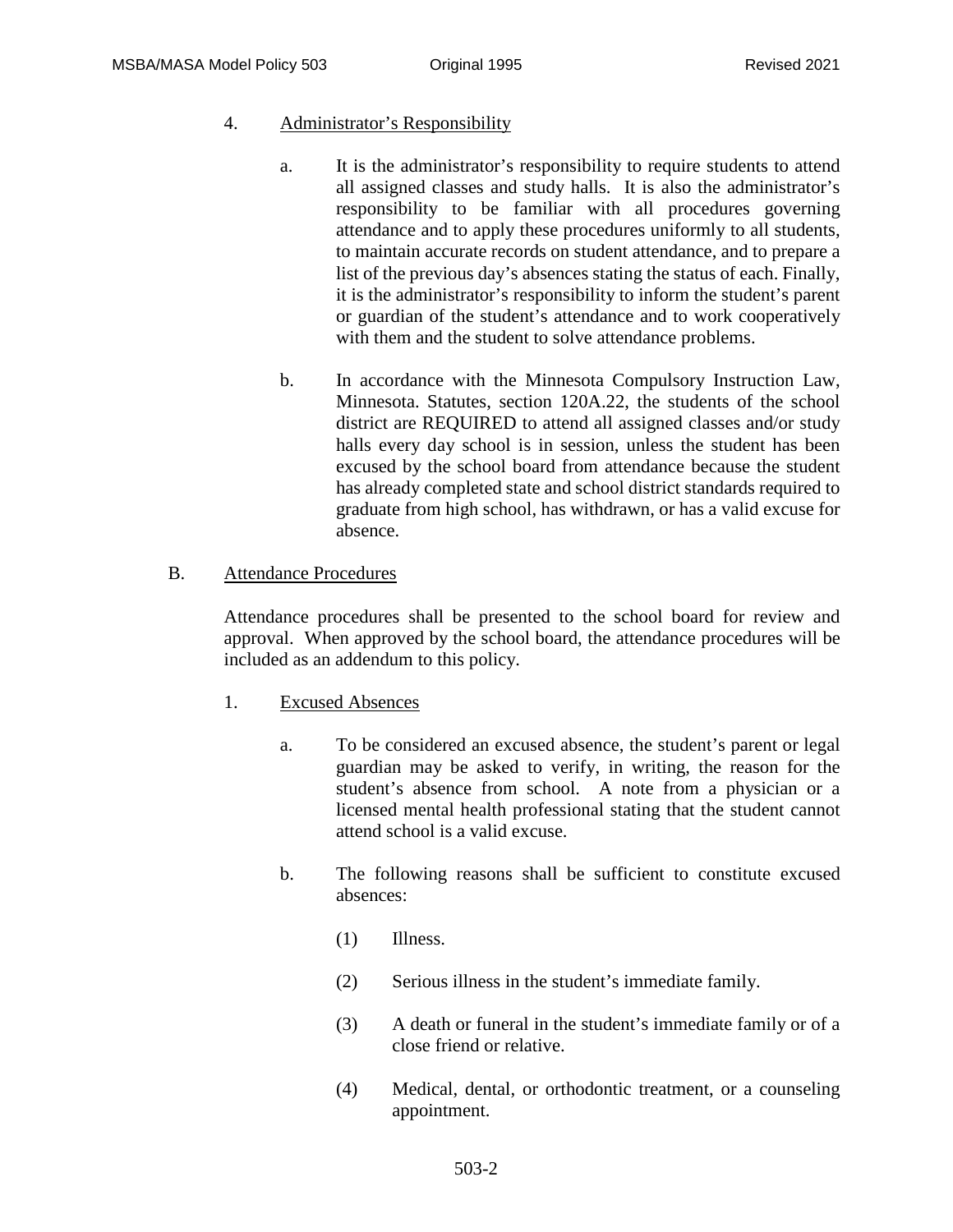4. Administrator's Responsibility

   a. It is the administrator's responsibility to require students to attend all assigned classes and study halls. It is also the administrator's responsibility to be familiar with all procedures governing attendance and to apply these procedures uniformly to all students, to maintain accurate records on student attendance, and to prepare a list of the previous day's absences stating the status of each. Finally, it is the administrator's responsibility to inform the student's parent or guardian of the student's attendance and to work cooperatively with them and the student to solve attendance problems.

   b. In accordance with the Minnesota Compulsory Instruction Law, Minnesota. Statutes, section 120A.22, the students of the school district are REQUIRED to attend all assigned classes and/or study halls every day school is in session, unless the student has been excused by the school board from attendance because the student has already completed state and school district standards required to graduate from high school, has withdrawn, or has a valid excuse for absence.

B. Attendance Procedures

Attendance procedures shall be presented to the school board for review and approval. When approved by the school board, the attendance procedures will be included as an addendum to this policy.

1. Excused Absences

   a. To be considered an excused absence, the student's parent or legal guardian may be asked to verify, in writing, the reason for the student's absence from school. A note from a physician or a licensed mental health professional stating that the student cannot attend school is a valid excuse.

   b. The following reasons shall be sufficient to constitute excused absences:

      (1) Illness.

      (2) Serious illness in the student's immediate family.

      (3) A death or funeral in the student's immediate family or of a close friend or relative.

      (4) Medical, dental, or orthodontic treatment, or a counseling appointment.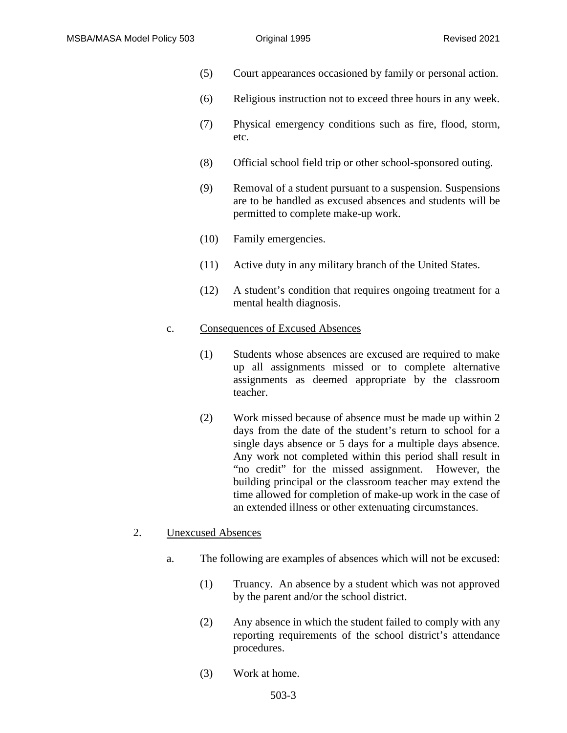(5) Court appearances occasioned by family or personal action.

(6) Religious instruction not to exceed three hours in any week.

(7) Physical emergency conditions such as fire, flood, storm, etc.

(8) Official school field trip or other school-sponsored outing.

(9) Removal of a student pursuant to a suspension. Suspensions are to be handled as excused absences and students will be permitted to complete make-up work.

(10) Family emergencies.

(11) Active duty in any military branch of the United States.

(12) A student's condition that requires ongoing treatment for a mental health diagnosis.

c. <u>Consequences of Excused Absences</u>

(1) Students whose absences are excused are required to make up all assignments missed or to complete alternative assignments as deemed appropriate by the classroom teacher.

(2) Work missed because of absence must be made up within 2 days from the date of the student's return to school for a single days absence or 5 days for a multiple days absence. Any work not completed within this period shall result in "no credit" for the missed assignment. However, the building principal or the classroom teacher may extend the time allowed for completion of make-up work in the case of an extended illness or other extenuating circumstances.

2. <u>Unexcused Absences</u>

a. The following are examples of absences which will not be excused:

(1) Truancy. An absence by a student which was not approved by the parent and/or the school district.

(2) Any absence in which the student failed to comply with any reporting requirements of the school district's attendance procedures.

(3) Work at home.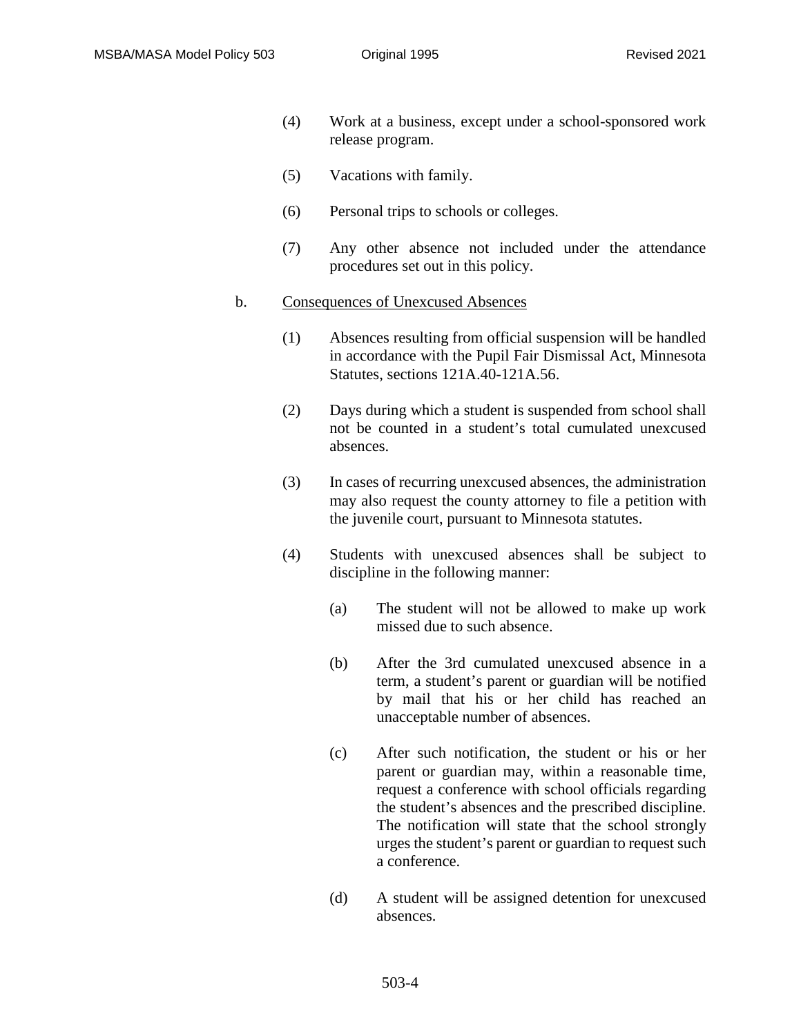(4) Work at a business, except under a school-sponsored work release program.

(5) Vacations with family.

(6) Personal trips to schools or colleges.

(7) Any other absence not included under the attendance procedures set out in this policy.

b. <u>Consequences of Unexcused Absences</u>

(1) Absences resulting from official suspension will be handled in accordance with the Pupil Fair Dismissal Act, Minnesota Statutes, sections 121A.40-121A.56.

(2) Days during which a student is suspended from school shall not be counted in a student's total cumulated unexcused absences.

(3) In cases of recurring unexcused absences, the administration may also request the county attorney to file a petition with the juvenile court, pursuant to Minnesota statutes.

(4) Students with unexcused absences shall be subject to discipline in the following manner:

(a) The student will not be allowed to make up work missed due to such absence.

(b) After the 3rd cumulated unexcused absence in a term, a student's parent or guardian will be notified by mail that his or her child has reached an unacceptable number of absences.

(c) After such notification, the student or his or her parent or guardian may, within a reasonable time, request a conference with school officials regarding the student's absences and the prescribed discipline. The notification will state that the school strongly urges the student's parent or guardian to request such a conference.

(d) A student will be assigned detention for unexcused absences.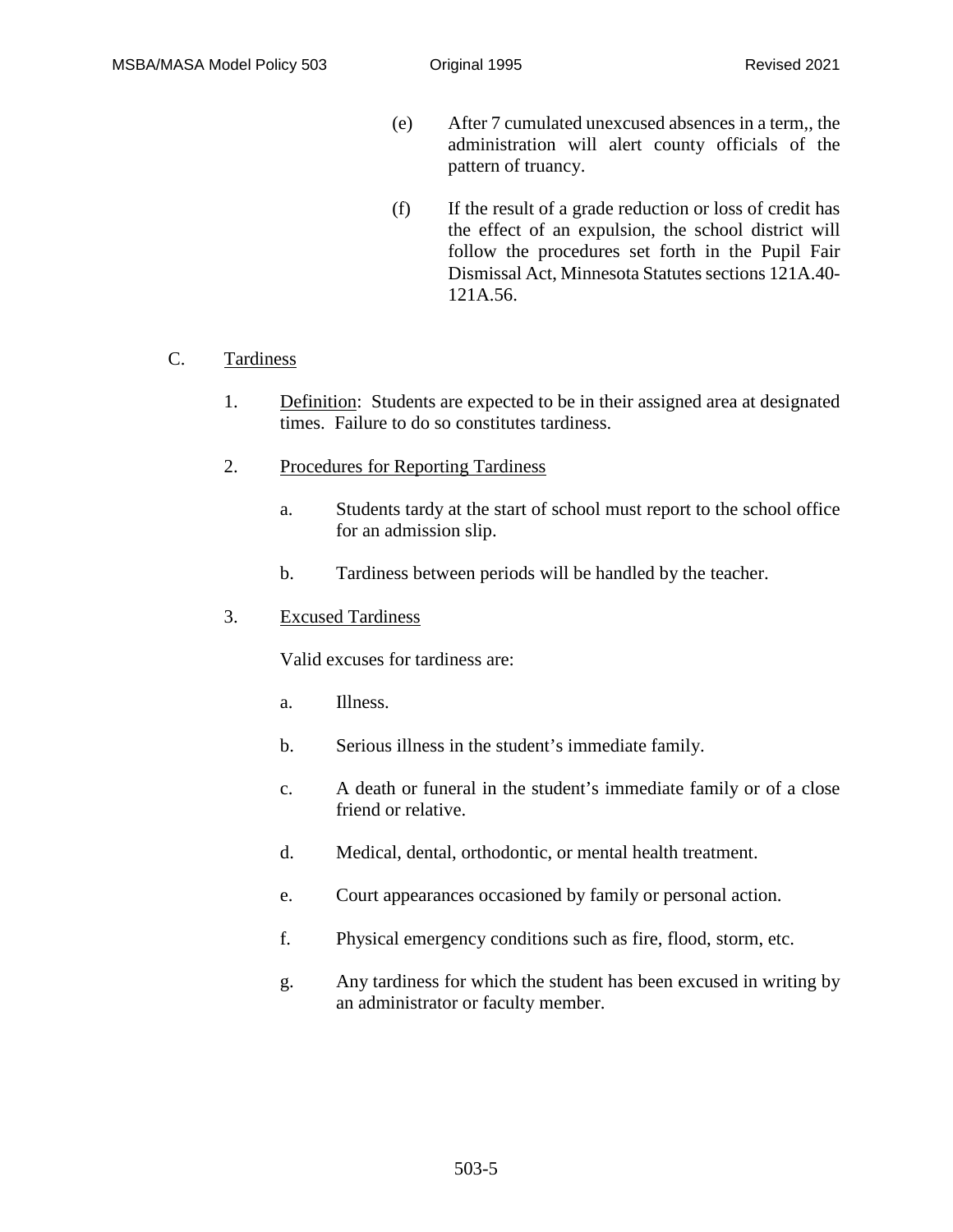(e) After 7 cumulated unexcused absences in a term,, the administration will alert county officials of the pattern of truancy.

(f) If the result of a grade reduction or loss of credit has the effect of an expulsion, the school district will follow the procedures set forth in the Pupil Fair Dismissal Act, Minnesota Statutes sections 121A.40-121A.56.

C. Tardiness

1. Definition: Students are expected to be in their assigned area at designated times. Failure to do so constitutes tardiness.

2. Procedures for Reporting Tardiness

a. Students tardy at the start of school must report to the school office for an admission slip.

b. Tardiness between periods will be handled by the teacher.

3. Excused Tardiness

Valid excuses for tardiness are:

a. Illness.

b. Serious illness in the student's immediate family.

c. A death or funeral in the student's immediate family or of a close friend or relative.

d. Medical, dental, orthodontic, or mental health treatment.

e. Court appearances occasioned by family or personal action.

f. Physical emergency conditions such as fire, flood, storm, etc.

g. Any tardiness for which the student has been excused in writing by an administrator or faculty member.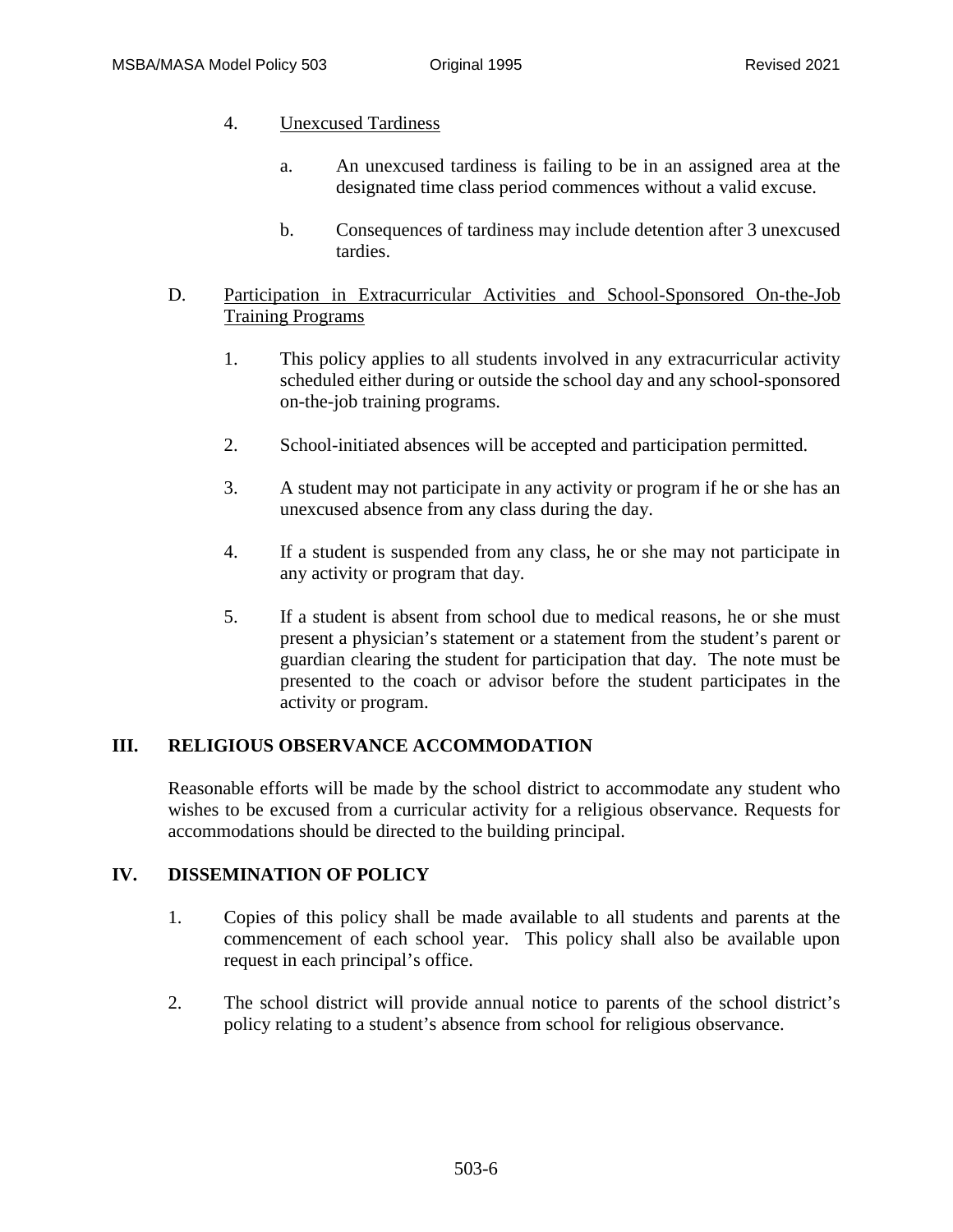4. Unexcused Tardiness

   a. An unexcused tardiness is failing to be in an assigned area at the designated time class period commences without a valid excuse.

   b. Consequences of tardiness may include detention after 3 unexcused tardies.

D. Participation in Extracurricular Activities and School-Sponsored On-the-Job Training Programs

   1. This policy applies to all students involved in any extracurricular activity scheduled either during or outside the school day and any school-sponsored on-the-job training programs.

   2. School-initiated absences will be accepted and participation permitted.

   3. A student may not participate in any activity or program if he or she has an unexcused absence from any class during the day.

   4. If a student is suspended from any class, he or she may not participate in any activity or program that day.

   5. If a student is absent from school due to medical reasons, he or she must present a physician's statement or a statement from the student's parent or guardian clearing the student for participation that day. The note must be presented to the coach or advisor before the student participates in the activity or program.

## III. RELIGIOUS OBSERVANCE ACCOMMODATION

Reasonable efforts will be made by the school district to accommodate any student who wishes to be excused from a curricular activity for a religious observance. Requests for accommodations should be directed to the building principal.

## IV. DISSEMINATION OF POLICY

1. Copies of this policy shall be made available to all students and parents at the commencement of each school year. This policy shall also be available upon request in each principal's office.

2. The school district will provide annual notice to parents of the school district's policy relating to a student's absence from school for religious observance.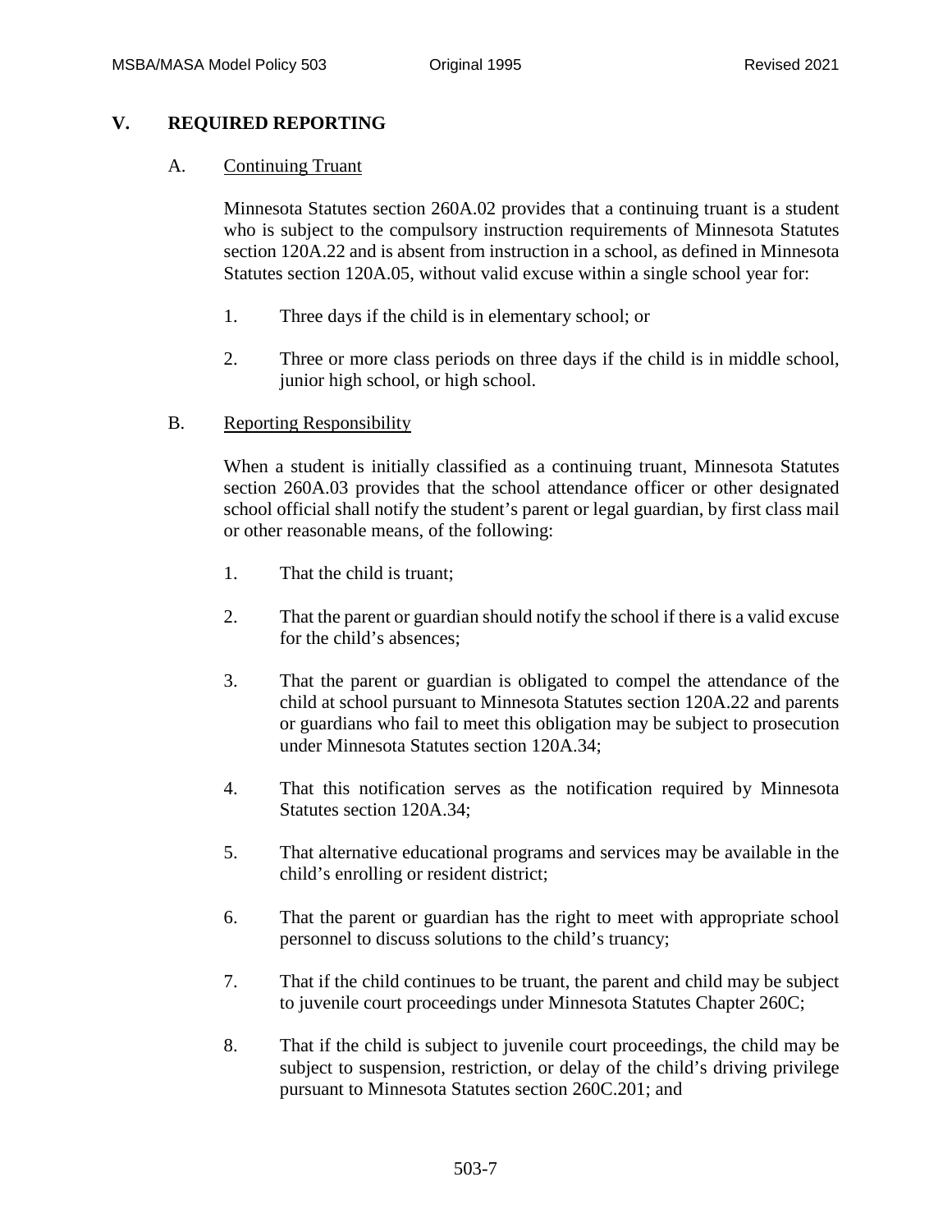## V. REQUIRED REPORTING

### A. Continuing Truant

Minnesota Statutes section 260A.02 provides that a continuing truant is a student who is subject to the compulsory instruction requirements of Minnesota Statutes section 120A.22 and is absent from instruction in a school, as defined in Minnesota Statutes section 120A.05, without valid excuse within a single school year for:

1. Three days if the child is in elementary school; or

2. Three or more class periods on three days if the child is in middle school, junior high school, or high school.

### B. Reporting Responsibility

When a student is initially classified as a continuing truant, Minnesota Statutes section 260A.03 provides that the school attendance officer or other designated school official shall notify the student's parent or legal guardian, by first class mail or other reasonable means, of the following:

1. That the child is truant;

2. That the parent or guardian should notify the school if there is a valid excuse for the child's absences;

3. That the parent or guardian is obligated to compel the attendance of the child at school pursuant to Minnesota Statutes section 120A.22 and parents or guardians who fail to meet this obligation may be subject to prosecution under Minnesota Statutes section 120A.34;

4. That this notification serves as the notification required by Minnesota Statutes section 120A.34;

5. That alternative educational programs and services may be available in the child's enrolling or resident district;

6. That the parent or guardian has the right to meet with appropriate school personnel to discuss solutions to the child's truancy;

7. That if the child continues to be truant, the parent and child may be subject to juvenile court proceedings under Minnesota Statutes Chapter 260C;

8. That if the child is subject to juvenile court proceedings, the child may be subject to suspension, restriction, or delay of the child's driving privilege pursuant to Minnesota Statutes section 260C.201; and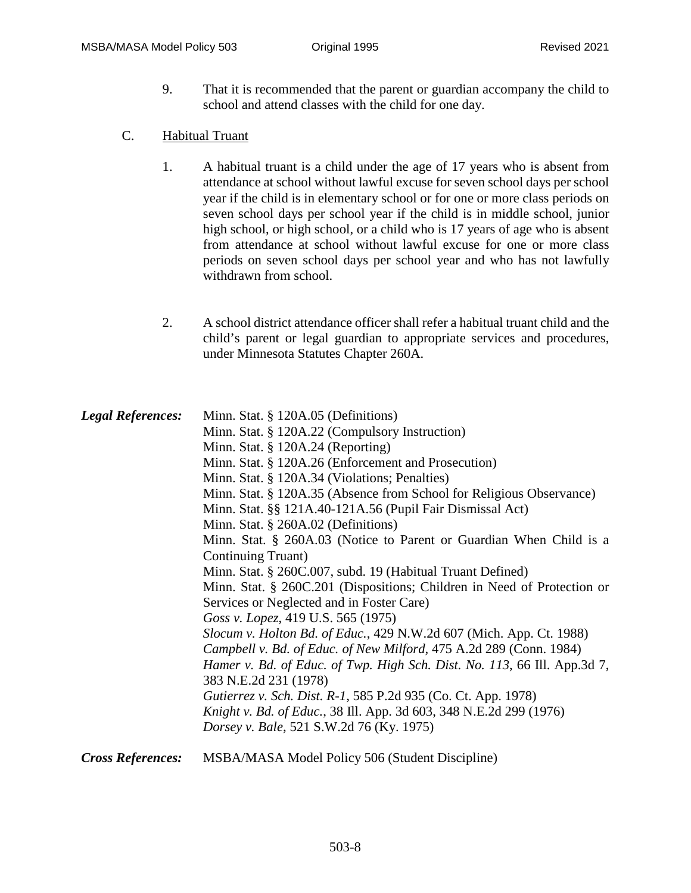9. That it is recommended that the parent or guardian accompany the child to school and attend classes with the child for one day.

C. Habitual Truant

1. A habitual truant is a child under the age of 17 years who is absent from attendance at school without lawful excuse for seven school days per school year if the child is in elementary school or for one or more class periods on seven school days per school year if the child is in middle school, junior high school, or high school, or a child who is 17 years of age who is absent from attendance at school without lawful excuse for one or more class periods on seven school days per school year and who has not lawfully withdrawn from school.

2. A school district attendance officer shall refer a habitual truant child and the child's parent or legal guardian to appropriate services and procedures, under Minnesota Statutes Chapter 260A.

***Legal References:***

Minn. Stat. § 120A.05 (Definitions)
Minn. Stat. § 120A.22 (Compulsory Instruction)
Minn. Stat. § 120A.24 (Reporting)
Minn. Stat. § 120A.26 (Enforcement and Prosecution)
Minn. Stat. § 120A.34 (Violations; Penalties)
Minn. Stat. § 120A.35 (Absence from School for Religious Observance)
Minn. Stat. §§ 121A.40-121A.56 (Pupil Fair Dismissal Act)
Minn. Stat. § 260A.02 (Definitions)
Minn. Stat. § 260A.03 (Notice to Parent or Guardian When Child is a Continuing Truant)
Minn. Stat. § 260C.007, subd. 19 (Habitual Truant Defined)
Minn. Stat. § 260C.201 (Dispositions; Children in Need of Protection or Services or Neglected and in Foster Care)
*Goss v. Lopez*, 419 U.S. 565 (1975)
*Slocum v. Holton Bd. of Educ.*, 429 N.W.2d 607 (Mich. App. Ct. 1988)
*Campbell v. Bd. of Educ. of New Milford*, 475 A.2d 289 (Conn. 1984)
*Hamer v. Bd. of Educ. of Twp. High Sch. Dist. No. 113*, 66 Ill. App.3d 7, 383 N.E.2d 231 (1978)
*Gutierrez v. Sch. Dist. R-1*, 585 P.2d 935 (Co. Ct. App. 1978)
*Knight v. Bd. of Educ.*, 38 Ill. App. 3d 603, 348 N.E.2d 299 (1976)
*Dorsey v. Bale*, 521 S.W.2d 76 (Ky. 1975)

***Cross References:*** MSBA/MASA Model Policy 506 (Student Discipline)